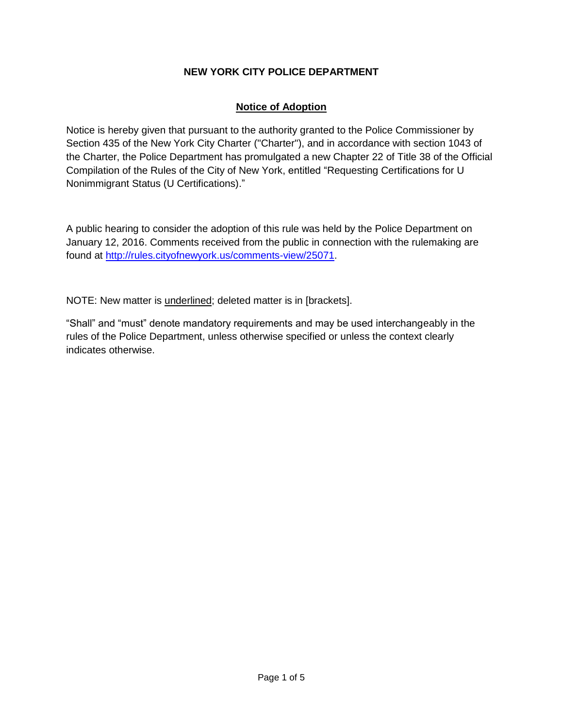# NEW YORK CITY POLICE DEPARTMENT

## Notice of Adoption

Notice is hereby given that pursuant to the authority granted to the Police Commissioner by Section 435 of the New York City Charter ("Charter"), and in accordance with section 1043 of the Charter, the Police Department has promulgated a new Chapter 22 of Title 38 of the Official Compilation of the Rules of the City of New York, entitled "Requesting Certifications for U Nonimmigrant Status (U Certifications)."

A public hearing to consider the adoption of this rule was held by the Police Department on January 12, 2016. Comments received from the public in connection with the rulemaking are found at http://rules.cityofnewyork.us/comments-view/25071.

NOTE: New matter is <u>underlined</u>; deleted matter is in [brackets].

"Shall" and "must" denote mandatory requirements and may be used interchangeably in the rules of the Police Department, unless otherwise specified or unless the context clearly indicates otherwise.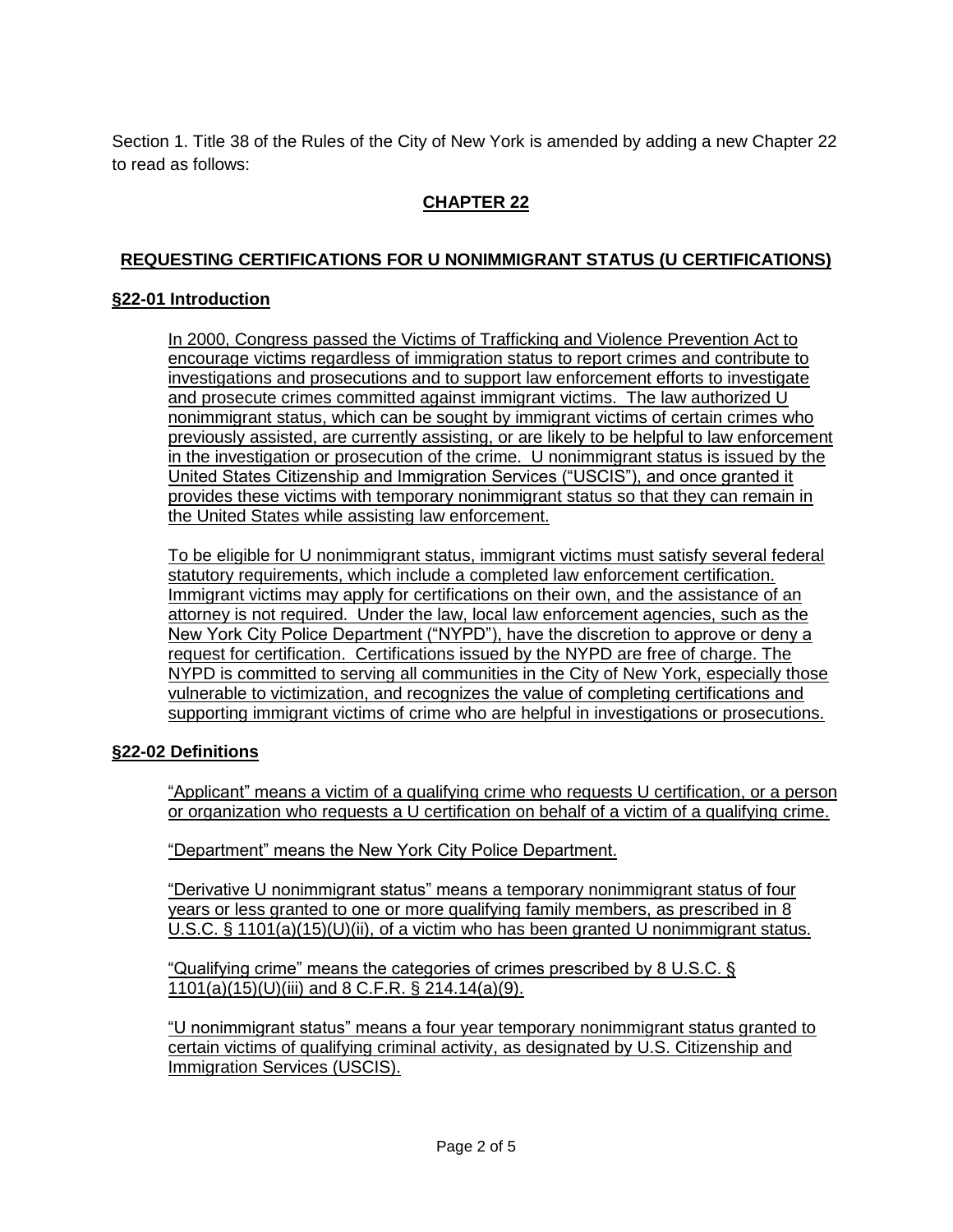Section 1. Title 38 of the Rules of the City of New York is amended by adding a new Chapter 22 to read as follows:

## CHAPTER 22

## REQUESTING CERTIFICATIONS FOR U NONIMMIGRANT STATUS (U CERTIFICATIONS)

### §22-01 Introduction

In 2000, Congress passed the Victims of Trafficking and Violence Prevention Act to encourage victims regardless of immigration status to report crimes and contribute to investigations and prosecutions and to support law enforcement efforts to investigate and prosecute crimes committed against immigrant victims. The law authorized U nonimmigrant status, which can be sought by immigrant victims of certain crimes who previously assisted, are currently assisting, or are likely to be helpful to law enforcement in the investigation or prosecution of the crime. U nonimmigrant status is issued by the United States Citizenship and Immigration Services ("USCIS"), and once granted it provides these victims with temporary nonimmigrant status so that they can remain in the United States while assisting law enforcement.

To be eligible for U nonimmigrant status, immigrant victims must satisfy several federal statutory requirements, which include a completed law enforcement certification. Immigrant victims may apply for certifications on their own, and the assistance of an attorney is not required. Under the law, local law enforcement agencies, such as the New York City Police Department ("NYPD"), have the discretion to approve or deny a request for certification. Certifications issued by the NYPD are free of charge. The NYPD is committed to serving all communities in the City of New York, especially those vulnerable to victimization, and recognizes the value of completing certifications and supporting immigrant victims of crime who are helpful in investigations or prosecutions.

### §22-02 Definitions

"Applicant" means a victim of a qualifying crime who requests U certification, or a person or organization who requests a U certification on behalf of a victim of a qualifying crime.

"Department" means the New York City Police Department.

"Derivative U nonimmigrant status" means a temporary nonimmigrant status of four years or less granted to one or more qualifying family members, as prescribed in 8 U.S.C. § 1101(a)(15)(U)(ii), of a victim who has been granted U nonimmigrant status.

"Qualifying crime" means the categories of crimes prescribed by 8 U.S.C. § 1101(a)(15)(U)(iii) and 8 C.F.R. § 214.14(a)(9).

"U nonimmigrant status" means a four year temporary nonimmigrant status granted to certain victims of qualifying criminal activity, as designated by U.S. Citizenship and Immigration Services (USCIS).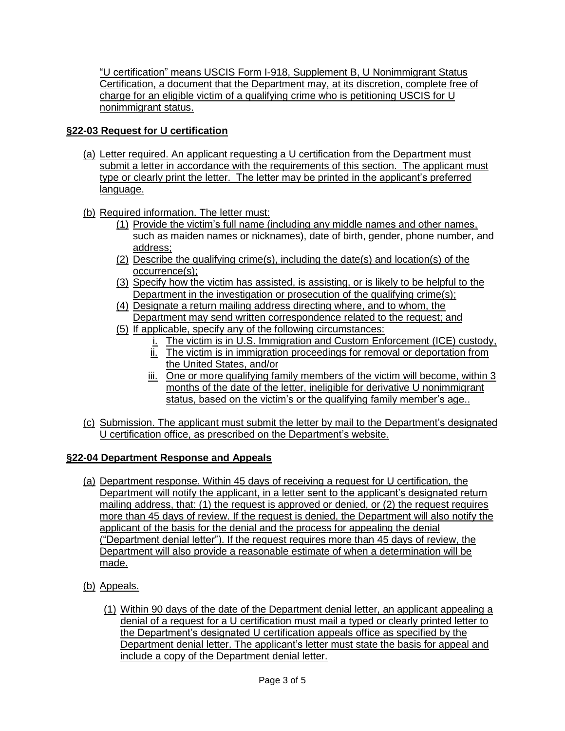"U certification" means USCIS Form I-918, Supplement B, U Nonimmigrant Status Certification, a document that the Department may, at its discretion, complete free of charge for an eligible victim of a qualifying crime who is petitioning USCIS for U nonimmigrant status.

## §22-03 Request for U certification

(a) Letter required. An applicant requesting a U certification from the Department must submit a letter in accordance with the requirements of this section. The applicant must type or clearly print the letter. The letter may be printed in the applicant's preferred language.

(b) Required information. The letter must:

   (1) Provide the victim's full name (including any middle names and other names, such as maiden names or nicknames), date of birth, gender, phone number, and address;

   (2) Describe the qualifying crime(s), including the date(s) and location(s) of the occurrence(s);

   (3) Specify how the victim has assisted, is assisting, or is likely to be helpful to the Department in the investigation or prosecution of the qualifying crime(s);

   (4) Designate a return mailing address directing where, and to whom, the Department may send written correspondence related to the request; and

   (5) If applicable, specify any of the following circumstances:

      i. The victim is in U.S. Immigration and Custom Enforcement (ICE) custody,

      ii. The victim is in immigration proceedings for removal or deportation from the United States, and/or

      iii. One or more qualifying family members of the victim will become, within 3 months of the date of the letter, ineligible for derivative U nonimmigrant status, based on the victim's or the qualifying family member's age..

(c) Submission. The applicant must submit the letter by mail to the Department's designated U certification office, as prescribed on the Department's website.

## §22-04 Department Response and Appeals

(a) Department response. Within 45 days of receiving a request for U certification, the Department will notify the applicant, in a letter sent to the applicant's designated return mailing address, that: (1) the request is approved or denied, or (2) the request requires more than 45 days of review. If the request is denied, the Department will also notify the applicant of the basis for the denial and the process for appealing the denial ("Department denial letter"). If the request requires more than 45 days of review, the Department will also provide a reasonable estimate of when a determination will be made.

(b) Appeals.

   (1) Within 90 days of the date of the Department denial letter, an applicant appealing a denial of a request for a U certification must mail a typed or clearly printed letter to the Department's designated U certification appeals office as specified by the Department denial letter. The applicant's letter must state the basis for appeal and include a copy of the Department denial letter.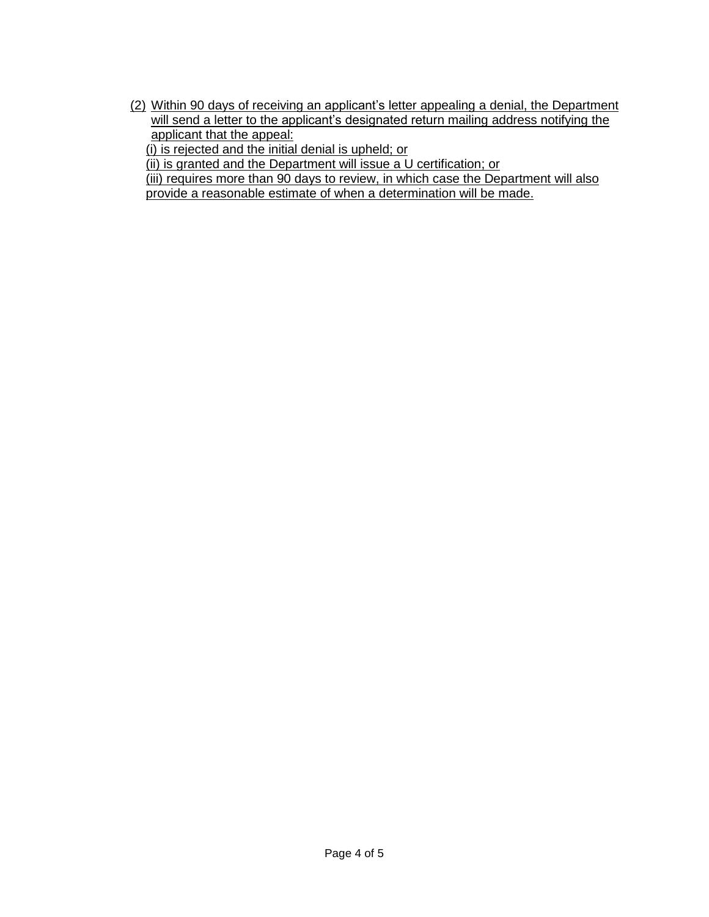(2) Within 90 days of receiving an applicant's letter appealing a denial, the Department will send a letter to the applicant's designated return mailing address notifying the applicant that the appeal:

(i) is rejected and the initial denial is upheld; or

(ii) is granted and the Department will issue a U certification; or

(iii) requires more than 90 days to review, in which case the Department will also provide a reasonable estimate of when a determination will be made.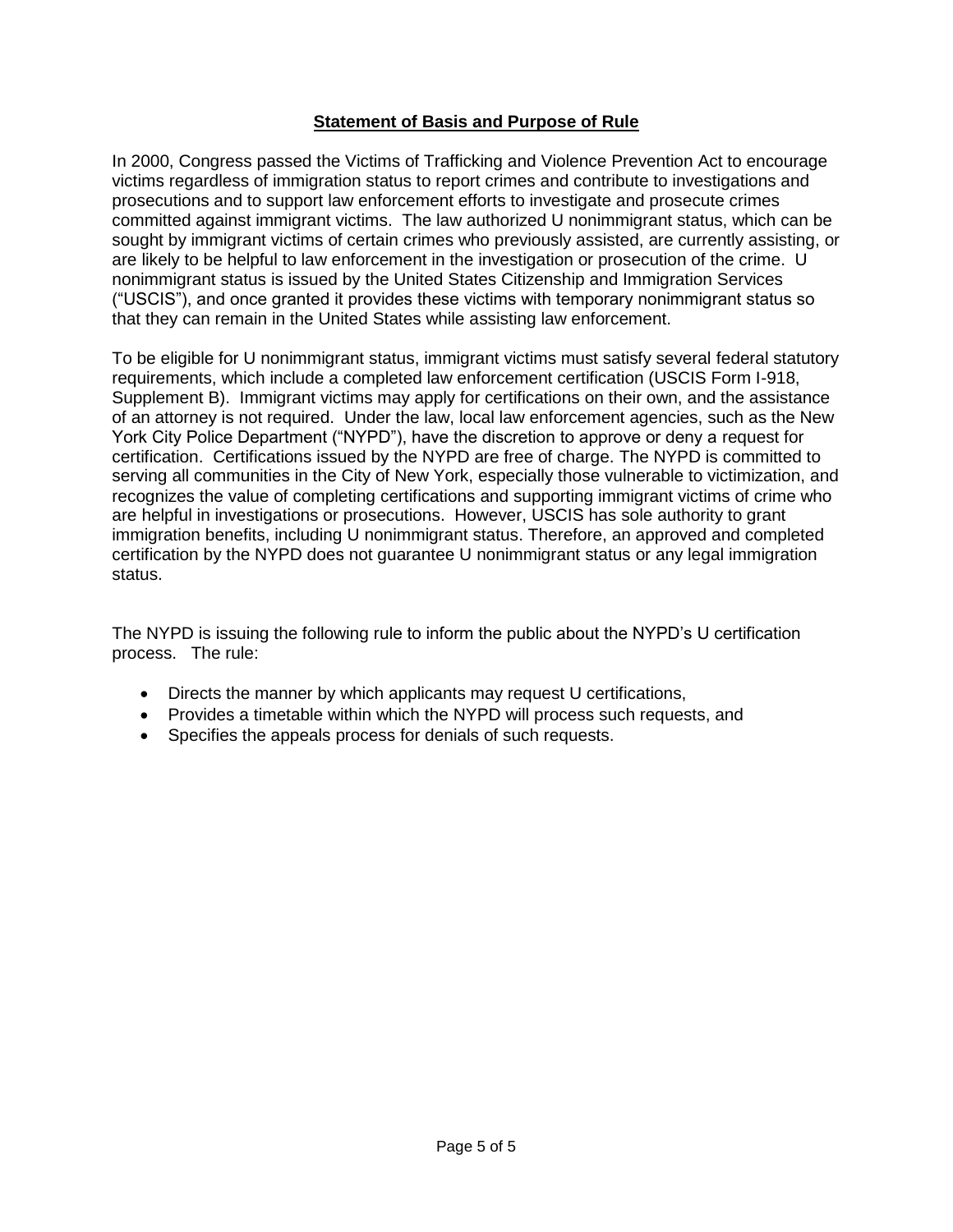## **Statement of Basis and Purpose of Rule**

In 2000, Congress passed the Victims of Trafficking and Violence Prevention Act to encourage victims regardless of immigration status to report crimes and contribute to investigations and prosecutions and to support law enforcement efforts to investigate and prosecute crimes committed against immigrant victims. The law authorized U nonimmigrant status, which can be sought by immigrant victims of certain crimes who previously assisted, are currently assisting, or are likely to be helpful to law enforcement in the investigation or prosecution of the crime. U nonimmigrant status is issued by the United States Citizenship and Immigration Services ("USCIS"), and once granted it provides these victims with temporary nonimmigrant status so that they can remain in the United States while assisting law enforcement.

To be eligible for U nonimmigrant status, immigrant victims must satisfy several federal statutory requirements, which include a completed law enforcement certification (USCIS Form I-918, Supplement B). Immigrant victims may apply for certifications on their own, and the assistance of an attorney is not required. Under the law, local law enforcement agencies, such as the New York City Police Department ("NYPD"), have the discretion to approve or deny a request for certification. Certifications issued by the NYPD are free of charge. The NYPD is committed to serving all communities in the City of New York, especially those vulnerable to victimization, and recognizes the value of completing certifications and supporting immigrant victims of crime who are helpful in investigations or prosecutions. However, USCIS has sole authority to grant immigration benefits, including U nonimmigrant status. Therefore, an approved and completed certification by the NYPD does not guarantee U nonimmigrant status or any legal immigration status.

The NYPD is issuing the following rule to inform the public about the NYPD's U certification process. The rule:

- Directs the manner by which applicants may request U certifications,
- Provides a timetable within which the NYPD will process such requests, and
- Specifies the appeals process for denials of such requests.